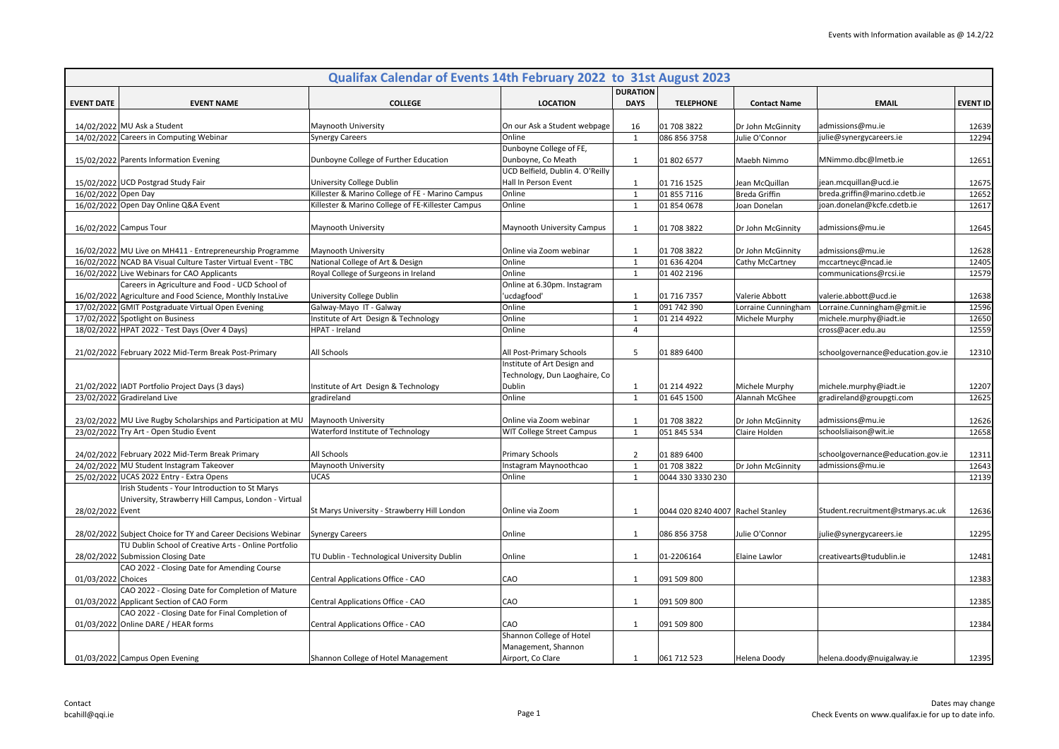Events with Information available as @ 14.2/22

# Qualifax Calendar of Events 14th February 2022 to 31st August 2023

| EVENT DATE | EVENT NAME | COLLEGE | LOCATION | DURATION DAYS | TELEPHONE | Contact Name | EMAIL | EVENT ID |
|---|---|---|---|---|---|---|---|---|
| 14/02/2022 | MU Ask a Student | Maynooth University | On our Ask a Student webpage | 16 | 01 708 3822 | Dr John McGinnity | admissions@mu.ie | 12639 |
| 14/02/2022 | Careers in Computing Webinar | Synergy Careers | Online | 1 | 086 856 3758 | Julie O'Connor | julie@synergycareers.ie | 12294 |
| 15/02/2022 | Parents Information Evening | Dunboyne College of Further Education | Dunboyne College of FE, Dunboyne, Co Meath | 1 | 01 802 6577 | Maebh Nimmo | MNimmo.dbc@lmetb.ie | 12651 |
| 15/02/2022 | UCD Postgrad Study Fair | University College Dublin | UCD Belfield, Dublin 4. O'Reilly Hall In Person Event | 1 | 01 716 1525 | Jean McQuillan | jean.mcquillan@ucd.ie | 12675 |
| 16/02/2022 | Open Day | Killester & Marino College of FE - Marino Campus | Online | 1 | 01 855 7116 | Breda Griffin | breda.griffin@marino.cdetb.ie | 12652 |
| 16/02/2022 | Open Day Online Q&A Event | Killester & Marino College of FE-Killester Campus | Online | 1 | 01 854 0678 | Joan Donelan | joan.donelan@kcfe.cdetb.ie | 12617 |
| 16/02/2022 | Campus Tour | Maynooth University | Maynooth University Campus | 1 | 01 708 3822 | Dr John McGinnity | admissions@mu.ie | 12645 |
| 16/02/2022 | MU Live on MH411 - Entrepreneurship Programme | Maynooth University | Online via Zoom webinar | 1 | 01 708 3822 | Dr John McGinnity | admissions@mu.ie | 12628 |
| 16/02/2022 | NCAD BA Visual Culture Taster Virtual Event - TBC | National College of Art & Design | Online | 1 | 01 636 4204 | Cathy McCartney | mccartneyc@ncad.ie | 12405 |
| 16/02/2022 | Live Webinars for CAO Applicants | Royal College of Surgeons in Ireland | Online | 1 | 01 402 2196 | | communications@rcsi.ie | 12579 |
| 16/02/2022 | Careers in Agriculture and Food - UCD School of Agriculture and Food Science, Monthly InstaLive | University College Dublin | Online at 6.30pm. Instagram 'ucdagfood' | 1 | 01 716 7357 | Valerie Abbott | valerie.abbott@ucd.ie | 12638 |
| 17/02/2022 | GMIT Postgraduate Virtual Open Evening | Galway-Mayo IT - Galway | Online | 1 | 091 742 390 | Lorraine Cunningham | Lorraine.Cunningham@gmit.ie | 12596 |
| 17/02/2022 | Spotlight on Business | Institute of Art Design & Technology | Online | 1 | 01 214 4922 | Michele Murphy | michele.murphy@iadt.ie | 12650 |
| 18/02/2022 | HPAT 2022 - Test Days (Over 4 Days) | HPAT - Ireland | Online | 4 | | | cross@acer.edu.au | 12559 |
| 21/02/2022 | February 2022 Mid-Term Break Post-Primary | All Schools | All Post-Primary Schools | 5 | 01 889 6400 | | schoolgovernance@education.gov.ie | 12310 |
| 21/02/2022 | IADT Portfolio Project Days (3 days) | Institute of Art Design & Technology | Institute of Art Design and Technology, Dun Laoghaire, Co Dublin | 1 | 01 214 4922 | Michele Murphy | michele.murphy@iadt.ie | 12207 |
| 23/02/2022 | Gradireland Live | gradireland | Online | 1 | 01 645 1500 | Alannah McGhee | gradireland@groupgti.com | 12625 |
| 23/02/2022 | MU Live Rugby Scholarships and Participation at MU | Maynooth University | Online via Zoom webinar | 1 | 01 708 3822 | Dr John McGinnity | admissions@mu.ie | 12626 |
| 23/02/2022 | Try Art - Open Studio Event | Waterford Institute of Technology | WIT College Street Campus | 1 | 051 845 534 | Claire Holden | schoolsliaison@wit.ie | 12658 |
| 24/02/2022 | February 2022 Mid-Term Break Primary | All Schools | Primary Schools | 2 | 01 889 6400 | | schoolgovernance@education.gov.ie | 12311 |
| 24/02/2022 | MU Student Instagram Takeover | Maynooth University | Instagram Maynoothcao | 1 | 01 708 3822 | Dr John McGinnity | admissions@mu.ie | 12643 |
| 25/02/2022 | UCAS 2022 Entry - Extra Opens | UCAS | Online | 1 | 0044 330 3330 230 | | | 12139 |
| 28/02/2022 | Irish Students - Your Introduction to St Marys University, Strawberry Hill Campus, London - Virtual Event | St Marys University - Strawberry Hill London | Online via Zoom | 1 | 0044 020 8240 4007 | Rachel Stanley | Student.recruitment@stmarys.ac.uk | 12636 |
| 28/02/2022 | Subject Choice for TY and Career Decisions Webinar | Synergy Careers | Online | 1 | 086 856 3758 | Julie O'Connor | julie@synergycareers.ie | 12295 |
| 28/02/2022 | TU Dublin School of Creative Arts - Online Portfolio Submission Closing Date | TU Dublin - Technological University Dublin | Online | 1 | 01-2206164 | Elaine Lawlor | creativearts@tudublin.ie | 12481 |
| 01/03/2022 | CAO 2022 - Closing Date for Amending Course Choices | Central Applications Office - CAO | CAO | 1 | 091 509 800 | | | 12383 |
| 01/03/2022 | CAO 2022 - Closing Date for Completion of Mature Applicant Section of CAO Form | Central Applications Office - CAO | CAO | 1 | 091 509 800 | | | 12385 |
| 01/03/2022 | CAO 2022 - Closing Date for Final Completion of Online DARE / HEAR forms | Central Applications Office - CAO | CAO | 1 | 091 509 800 | | | 12384 |
| 01/03/2022 | Campus Open Evening | Shannon College of Hotel Management | Shannon College of Hotel Management, Shannon Airport, Co Clare | 1 | 061 712 523 | Helena Doody | helena.doody@nuigalway.ie | 12395 |

Contact
bcahill@qqi.ie

Dates may change
Check Events on www.qualifax.ie for up to date info.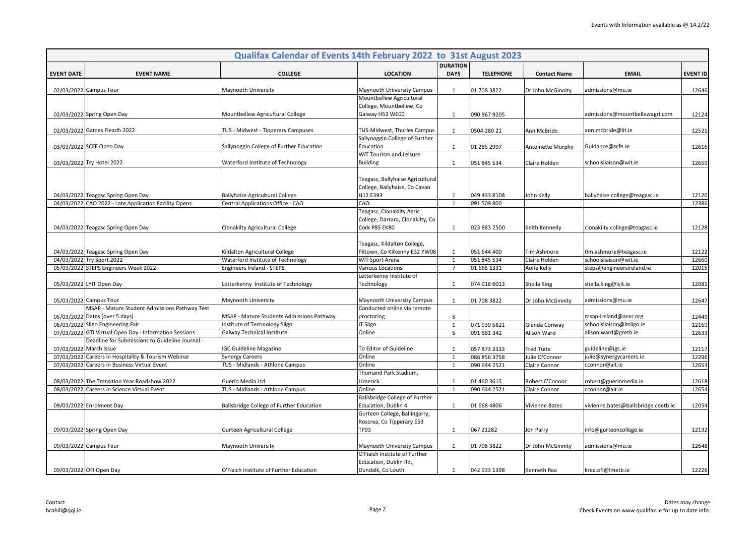# Qualifax Calendar of Events 14th February 2022 to 31st August 2023

| EVENT DATE | EVENT NAME | COLLEGE | LOCATION | DURATION DAYS | TELEPHONE | Contact Name | EMAIL | EVENT ID |
|---|---|---|---|---|---|---|---|---|
| 02/03/2022 | Campus Tour | Maynooth University | Maynooth University Campus | 1 | 01 708 3822 | Dr John McGinnity | admissions@mu.ie | 12646 |
| 02/03/2022 | Spring Open Day | Mountbellew Agricultural College | Mountbellew Agricultural College, Mountbellew, Co Galway H53 WE00 | 1 | 090 967 9205 | | admissions@mountbellewagri.com | 12124 |
| 02/03/2022 | Games Fleadh 2022 | TUS - Midwest - Tipperary Campuses | TUS-Midwest, Thurles Campus | 1 | 0504 280 21 | Ann McBride | ann.mcbride@lit.ie | 12521 |
| 03/03/2022 | SCFE Open Day | Sallynoggin College of Further Education | Sallynoggin College of Further Education | 1 | 01 285 2997 | Antoinette Murphy | Guidance@scfe.ie | 12616 |
| 03/03/2022 | Try Hotel 2022 | Waterford Institute of Technology | WIT Tourism and Leisure Building | 1 | 051 845 534 | Claire Holden | schoolsliaison@wit.ie | 12659 |
| 04/03/2022 | Teagasc Spring Open Day | Ballyhaise Agricultural College | Teagasc, Ballyhaise Agricultural College, Ballyhaise, Co Cavan H12 E393 | 1 | 049 433 8108 | John Kelly | ballyhaise.college@teagasc.ie | 12120 |
| 04/03/2022 | CAO 2022 - Late Application Facility Opens | Central Applications Office - CAO | CAO | 1 | 091 509 800 | | | 12386 |
| 04/03/2022 | Teagasc Spring Open Day | Clonakilty Agricultural College | Teagasc, Clonakilty Agric College, Darrara, Clonakilty, Co Cork P85 EK80 | 1 | 023 883 2500 | Keith Kennedy | clonakilty.college@teagasc.ie | 12128 |
| 04/03/2022 | Teagasc Spring Open Day | Kildalton Agricultural College | Teagasc, Kildalton College, Piltown, Co Kilkenny E32 YW08 | 1 | 051 644 400 | Tim Ashmore | tim.ashmore@teagasc.ie | 12122 |
| 04/03/2022 | Try Sport 2022 | Waterford Institute of Technology | WIT Sport Arena | 1 | 051 845 534 | Claire Holden | schoolsliaison@wit.ie | 12660 |
| 05/03/2022 | STEPS Engineers Week 2022 | Engineers Ireland - STEPS | Various Locations | 7 | 01 665 1331 | Aoife Kelly | steps@engineersireland.ie | 12015 |
| 05/03/2022 | LYIT Open Day | Letterkenny Institute of Technology | Letterkenny Institute of Technology | 1 | 074 918 6013 | Sheila King | sheila.king@lyit.ie | 12081 |
| 05/03/2022 | Campus Tour | Maynooth University | Maynooth University Campus | 1 | 01 708 3822 | Dr John McGinnity | admissions@mu.ie | 12647 |
| 05/03/2022 | MSAP - Mature Student Admissions Pathway Test Dates (over 5 days) | MSAP - Mature Students Admissions Pathway | Conducted online via remote proctoring | 5 | | | msap-ireland@acer.org | 12449 |
| 06/03/2022 | Sligo Engineering Fair | Institute of Technology Sligo | IT Sligo | 1 | 071 930 5821 | Glenda Conway | schoolsliaison@itsligo.ie | 12169 |
| 07/03/2022 | GTI Virtual Open Day - Information Sessions | Galway Technical Institute | Online | 5 | 091 581 342 | Alison Ward | alison.ward@gretb.ie | 12633 |
| 07/03/2022 | Deadline for Submissions to Guideline Journal - March Issue | IGC Guideline Magazine | To Editor of Guideline | 1 | 057 873 3333 | Fred Tuite | guideline@igc.ie | 12117 |
| 07/03/2022 | Careers in Hospitality & Tourism Webinar | Synergy Careers | Online | 1 | 086 856 3758 | Julie O'Connor | julie@synergycareers.ie | 12296 |
| 07/03/2022 | Careers in Business Virtual Event | TUS - Midlands - Athlone Campus | Online | 1 | 090 644 2521 | Claire Connor | cconnor@ait.ie | 12653 |
| 08/03/2022 | The Transition Year Roadshow 2022 | Guerin Media Ltd | Thomand Park Stadium, Limerick | 1 | 01 460 3615 | Robert C'Connor | robert@guerinmedia.ie | 12618 |
| 08/03/2022 | Careers in Science Virtual Event | TUS - Midlands - Athlone Campus | Online | 1 | 090 644 2521 | Claire Connor | cconnor@ait.ie | 12654 |
| 09/03/2022 | Enrolment Day | Ballsbridge College of Further Education | Ballsbridge College of Further Education, Dublin 4 | 1 | 01 668 4806 | Vivienne Bates | vivienne.bates@ballsbridge.cdetb.ie | 12054 |
| 09/03/2022 | Spring Open Day | Gurteen Agricultural College | Gurteen College, Ballingarry, Roscrea, Co Tipperary E53 TP93 | 1 | 067 21282 | Jon Parry | info@gurteencollege.ie | 12132 |
| 09/03/2022 | Campus Tour | Maynooth University | Maynooth University Campus | 1 | 01 708 3822 | Dr John McGinnity | admissions@mu.ie | 12648 |
| 09/03/2022 | OFI Open Day | O'Fiaich Institute of Further Education | O'Fiaich Institute of Further Education, Dublin Rd., Dundalk, Co Louth. | 1 | 042 933 1398 | Kenneth Rea | krea.ofi@lmetb.ie | 12226 |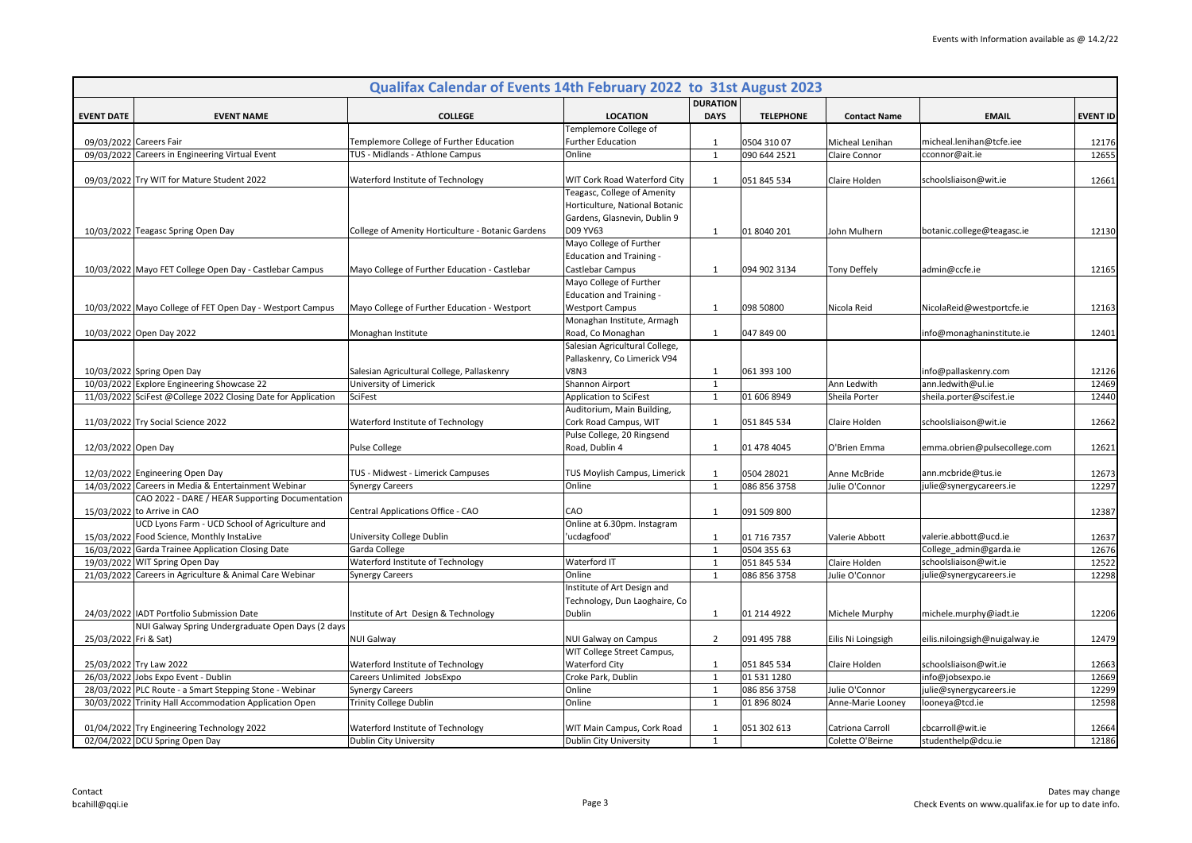Events with Information available as @ 14.2/22

| Qualifax Calendar of Events 14th February 2022 to 31st August 2023 | | | | | | | | |
|---|---|---|---|---|---|---|---|---|
| **EVENT DATE** | **EVENT NAME** | **COLLEGE** | **LOCATION** | **DURATION DAYS** | **TELEPHONE** | **Contact Name** | **EMAIL** | **EVENT ID** |
| 09/03/2022 | Careers Fair | Templemore College of Further Education | Templemore College of Further Education | 1 | 0504 310 07 | Micheal Lenihan | micheal.lenihan@tcfe.iee | 12176 |
| 09/03/2022 | Careers in Engineering Virtual Event | TUS - Midlands - Athlone Campus | Online | 1 | 090 644 2521 | Claire Connor | cconnor@ait.ie | 12655 |
| 09/03/2022 | Try WIT for Mature Student 2022 | Waterford Institute of Technology | WIT Cork Road Waterford City | 1 | 051 845 534 | Claire Holden | schoolsliaison@wit.ie | 12661 |
| 10/03/2022 | Teagasc Spring Open Day | College of Amenity Horticulture - Botanic Gardens | Teagasc, College of Amenity Horticulture, National Botanic Gardens, Glasnevin, Dublin 9 D09 YV63 | 1 | 01 8040 201 | John Mulhern | botanic.college@teagasc.ie | 12130 |
| 10/03/2022 | Mayo FET College Open Day - Castlebar Campus | Mayo College of Further Education - Castlebar | Mayo College of Further Education and Training - Castlebar Campus | 1 | 094 902 3134 | Tony Deffely | admin@ccfe.ie | 12165 |
| 10/03/2022 | Mayo College of FET Open Day - Westport Campus | Mayo College of Further Education - Westport | Mayo College of Further Education and Training - Westport Campus | 1 | 098 50800 | Nicola Reid | NicolaReid@westportcfe.ie | 12163 |
| 10/03/2022 | Open Day 2022 | Monaghan Institute | Monaghan Institute, Armagh Road, Co Monaghan | 1 | 047 849 00 | | info@monaghaninstitute.ie | 12401 |
| 10/03/2022 | Spring Open Day | Salesian Agricultural College, Pallaskenry | Salesian Agricultural College, Pallaskenry, Co Limerick V94 V8N3 | 1 | 061 393 100 | | info@pallaskenry.com | 12126 |
| 10/03/2022 | Explore Engineering Showcase 22 | University of Limerick | Shannon Airport | 1 | | Ann Ledwith | ann.ledwith@ul.ie | 12469 |
| 11/03/2022 | SciFest @College 2022 Closing Date for Application | SciFest | Application to SciFest | 1 | 01 606 8949 | Sheila Porter | sheila.porter@scifest.ie | 12440 |
| 11/03/2022 | Try Social Science 2022 | Waterford Institute of Technology | Auditorium, Main Building, Cork Road Campus, WIT | 1 | 051 845 534 | Claire Holden | schoolsliaison@wit.ie | 12662 |
| 12/03/2022 | Open Day | Pulse College | Pulse College, 20 Ringsend Road, Dublin 4 | 1 | 01 478 4045 | O'Brien Emma | emma.obrien@pulsecollege.com | 12621 |
| 12/03/2022 | Engineering Open Day | TUS - Midwest - Limerick Campuses | TUS Moylish Campus, Limerick | 1 | 0504 28021 | Anne McBride | ann.mcbride@tus.ie | 12673 |
| 14/03/2022 | Careers in Media & Entertainment Webinar | Synergy Careers | Online | 1 | 086 856 3758 | Julie O'Connor | julie@synergycareers.ie | 12297 |
| 15/03/2022 | CAO 2022 - DARE / HEAR Supporting Documentation to Arrive in CAO | Central Applications Office - CAO | CAO | 1 | 091 509 800 | | | 12387 |
| 15/03/2022 | UCD Lyons Farm - UCD School of Agriculture and Food Science, Monthly InstaLive | University College Dublin | Online at 6.30pm. Instagram 'ucdagfood' | 1 | 01 716 7357 | Valerie Abbott | valerie.abbott@ucd.ie | 12637 |
| 16/03/2022 | Garda Trainee Application Closing Date | Garda College | | 1 | 0504 355 63 | | College_admin@garda.ie | 12676 |
| 19/03/2022 | WIT Spring Open Day | Waterford Institute of Technology | Waterford IT | 1 | 051 845 534 | Claire Holden | schoolsliaison@wit.ie | 12522 |
| 21/03/2022 | Careers in Agriculture & Animal Care Webinar | Synergy Careers | Online | 1 | 086 856 3758 | Julie O'Connor | julie@synergycareers.ie | 12298 |
| 24/03/2022 | IADT Portfolio Submission Date | Institute of Art Design & Technology | Institute of Art Design and Technology, Dun Laoghaire, Co Dublin | 1 | 01 214 4922 | Michele Murphy | michele.murphy@iadt.ie | 12206 |
| 25/03/2022 | NUI Galway Spring Undergraduate Open Days (2 days Fri & Sat) | NUI Galway | NUI Galway on Campus | 2 | 091 495 788 | Eilis Ni Loingsigh | eilis.niloingsigh@nuigalway.ie | 12479 |
| 25/03/2022 | Try Law 2022 | Waterford Institute of Technology | WIT College Street Campus, Waterford City | 1 | 051 845 534 | Claire Holden | schoolsliaison@wit.ie | 12663 |
| 26/03/2022 | Jobs Expo Event - Dublin | Careers Unlimited JobsExpo | Croke Park, Dublin | 1 | 01 531 1280 | | info@jobsexpo.ie | 12669 |
| 28/03/2022 | PLC Route - a Smart Stepping Stone - Webinar | Synergy Careers | Online | 1 | 086 856 3758 | Julie O'Connor | julie@synergycareers.ie | 12299 |
| 30/03/2022 | Trinity Hall Accommodation Application Open | Trinity College Dublin | Online | 1 | 01 896 8024 | Anne-Marie Looney | looneya@tcd.ie | 12598 |
| 01/04/2022 | Try Engineering Technology 2022 | Waterford Institute of Technology | WIT Main Campus, Cork Road | 1 | 051 302 613 | Catriona Carroll | cbcarroll@wit.ie | 12664 |
| 02/04/2022 | DCU Spring Open Day | Dublin City University | Dublin City University | 1 | | Colette O'Beirne | studenthelp@dcu.ie | 12186 |

Contact
bcahill@qqi.ie

Dates may change
Check Events on www.qualifax.ie for up to date info.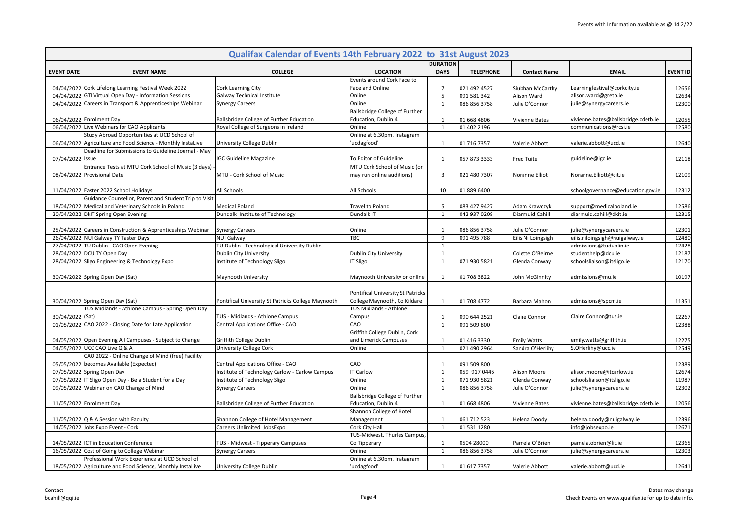# Qualifax Calendar of Events 14th February 2022 to 31st August 2023

| EVENT DATE | EVENT NAME | COLLEGE | LOCATION | DURATION DAYS | TELEPHONE | Contact Name | EMAIL | EVENT ID |
|---|---|---|---|---|---|---|---|---|
| 04/04/2022 | Cork Lifelong Learning Festival Week 2022 | Cork Learning City | Events around Cork Face to Face and Online | 7 | 021 492 4527 | Siubhan McCarthy | Learningfestival@corkcity.ie | 12656 |
| 04/04/2022 | GTI Virtual Open Day - Information Sessions | Galway Technical Institute | Online | 5 | 091 581 342 | Alison Ward | alison.ward@gretb.ie | 12634 |
| 04/04/2022 | Careers in Transport & Apprenticeships Webinar | Synergy Careers | Online | 1 | 086 856 3758 | Julie O'Connor | julie@synergycareers.ie | 12300 |
| 06/04/2022 | Enrolment Day | Ballsbridge College of Further Education | Ballsbridge College of Further Education, Dublin 4 | 1 | 01 668 4806 | Vivienne Bates | vivienne.bates@ballsbridge.cdetb.ie | 12055 |
| 06/04/2022 | Live Webinars for CAO Applicants | Royal College of Surgeons in Ireland | Online | 1 | 01 402 2196 | | communications@rcsi.ie | 12580 |
| 06/04/2022 | Study Abroad Opportunities at UCD School of Agriculture and Food Science - Monthly InstaLive | University College Dublin | Online at 6.30pm. Instagram 'ucdagfood' | 1 | 01 716 7357 | Valerie Abbott | valerie.abbott@ucd.ie | 12640 |
| 07/04/2022 | Deadline for Submissions to Guideline Journal - May Issue | IGC Guideline Magazine | To Editor of Guideline | 1 | 057 873 3333 | Fred Tuite | guideline@igc.ie | 12118 |
| 08/04/2022 | Entrance Tests at MTU Cork School of Music (3 days) - Provisional Date | MTU - Cork School of Music | MTU Cork School of Music (or may run online auditions) | 3 | 021 480 7307 | Noranne Elliot | Noranne.Elliott@cit.ie | 12109 |
| 11/04/2022 | Easter 2022 School Holidays | All Schools | All Schools | 10 | 01 889 6400 | | schoolgovernance@education.gov.ie | 12312 |
| 18/04/2022 | Guidance Counsellor, Parent and Student Trip to Visit Medical and Veterinary Schools in Poland | Medical Poland | Travel to Poland | 5 | 083 427 9427 | Adam Krawczyk | support@medicalpoland.ie | 12586 |
| 20/04/2022 | DkIT Spring Open Evening | Dundalk Institute of Technology | Dundalk IT | 1 | 042 937 0208 | Diarmuid Cahill | diarmuid.cahill@dkit.ie | 12315 |
| 25/04/2022 | Careers in Construction & Apprenticeships Webinar | Synergy Careers | Online | 1 | 086 856 3758 | Julie O'Connor | julie@synergycareers.ie | 12301 |
| 26/04/2022 | NUI Galway TY Taster Days | NUI Galway | TBC | 9 | 091 495 788 | Eilis Ni Loingsigh | eilis.niloingsigh@nuigalway.ie | 12480 |
| 27/04/2022 | TU Dublin - CAO Open Evening | TU Dublin - Technological University Dublin | | 1 | | | admissions@tudublin.ie | 12428 |
| 28/04/2022 | DCU TY Open Day | Dublin City University | Dublin City University | 1 | | Colette O'Beirne | studenthelp@dcu.ie | 12187 |
| 28/04/2022 | Sligo Engineering & Technology Expo | Institute of Technology Sligo | IT Sligo | 1 | 071 930 5821 | Glenda Conway | schoolsliaison@itsligo.ie | 12170 |
| 30/04/2022 | Spring Open Day (Sat) | Maynooth University | Maynooth University or online | 1 | 01 708 3822 | John McGinnity | admissions@mu.ie | 10197 |
| 30/04/2022 | Spring Open Day (Sat) | Pontifical University St Patricks College Maynooth | Pontifical University St Patricks College Maynooth, Co Kildare | 1 | 01 708 4772 | Barbara Mahon | admissions@spcm.ie | 11351 |
| 30/04/2022 | TUS Midlands - Athlone Campus - Spring Open Day (Sat) | TUS - Midlands - Athlone Campus | TUS Midlands - Athlone Campus | 1 | 090 644 2521 | Claire Connor | Claire.Connor@tus.ie | 12267 |
| 01/05/2022 | CAO 2022 - Closing Date for Late Application | Central Applications Office - CAO | CAO | 1 | 091 509 800 | | | 12388 |
| 04/05/2022 | Open Evening All Campuses - Subject to Change | Griffith College Dublin | Griffith College Dublin, Cork and Limerick Campuses | 1 | 01 416 3330 | Emily Watts | emily.watts@griffith.ie | 12275 |
| 04/05/2022 | UCC CAO Live Q & A | University College Cork | Online | 1 | 021 490 2964 | Sandra O'Herlihy | S.OHerlihy@ucc.ie | 12549 |
| 05/05/2022 | CAO 2022 - Online Change of Mind (free) Facility becomes Available (Expected) | Central Applications Office - CAO | CAO | 1 | 091 509 800 | | | 12389 |
| 07/05/2022 | Spring Open Day | Institute of Technology Carlow - Carlow Campus | IT Carlow | 1 | 059 917 0446 | Alison Moore | alison.moore@itcarlow.ie | 12674 |
| 07/05/2022 | IT Sligo Open Day - Be a Student for a Day | Institute of Technology Sligo | Online | 1 | 071 930 5821 | Glenda Conway | schoolsliaison@itsligo.ie | 11987 |
| 09/05/2022 | Webinar on CAO Change of Mind | Synergy Careers | Online | 1 | 086 856 3758 | Julie O'Connor | julie@synergycareers.ie | 12302 |
| 11/05/2022 | Enrolment Day | Ballsbridge College of Further Education | Ballsbridge College of Further Education, Dublin 4 | 1 | 01 668 4806 | Vivienne Bates | vivienne.bates@ballsbridge.cdetb.ie | 12056 |
| 11/05/2022 | Q & A Session with Faculty | Shannon College of Hotel Management | Shannon College of Hotel Management | 1 | 061 712 523 | Helena Doody | helena.doody@nuigalway.ie | 12396 |
| 14/05/2022 | Jobs Expo Event - Cork | Careers Unlimited JobsExpo | Cork City Hall | 1 | 01 531 1280 | | info@jobsexpo.ie | 12671 |
| 14/05/2022 | ICT in Education Conference | TUS - Midwest - Tipperary Campuses | TUS-Midwest, Thurles Campus, Co Tipperary | 1 | 0504 28000 | Pamela O'Brien | pamela.obrien@lit.ie | 12365 |
| 16/05/2022 | Cost of Going to College Webinar | Synergy Careers | Online | 1 | 086 856 3758 | Julie O'Connor | julie@synergycareers.ie | 12303 |
| 18/05/2022 | Professional Work Experience at UCD School of Agriculture and Food Science, Monthly InstaLive | University College Dublin | Online at 6.30pm. Instagram 'ucdagfood' | 1 | 01 617 7357 | Valerie Abbott | valerie.abbott@ucd.ie | 12641 |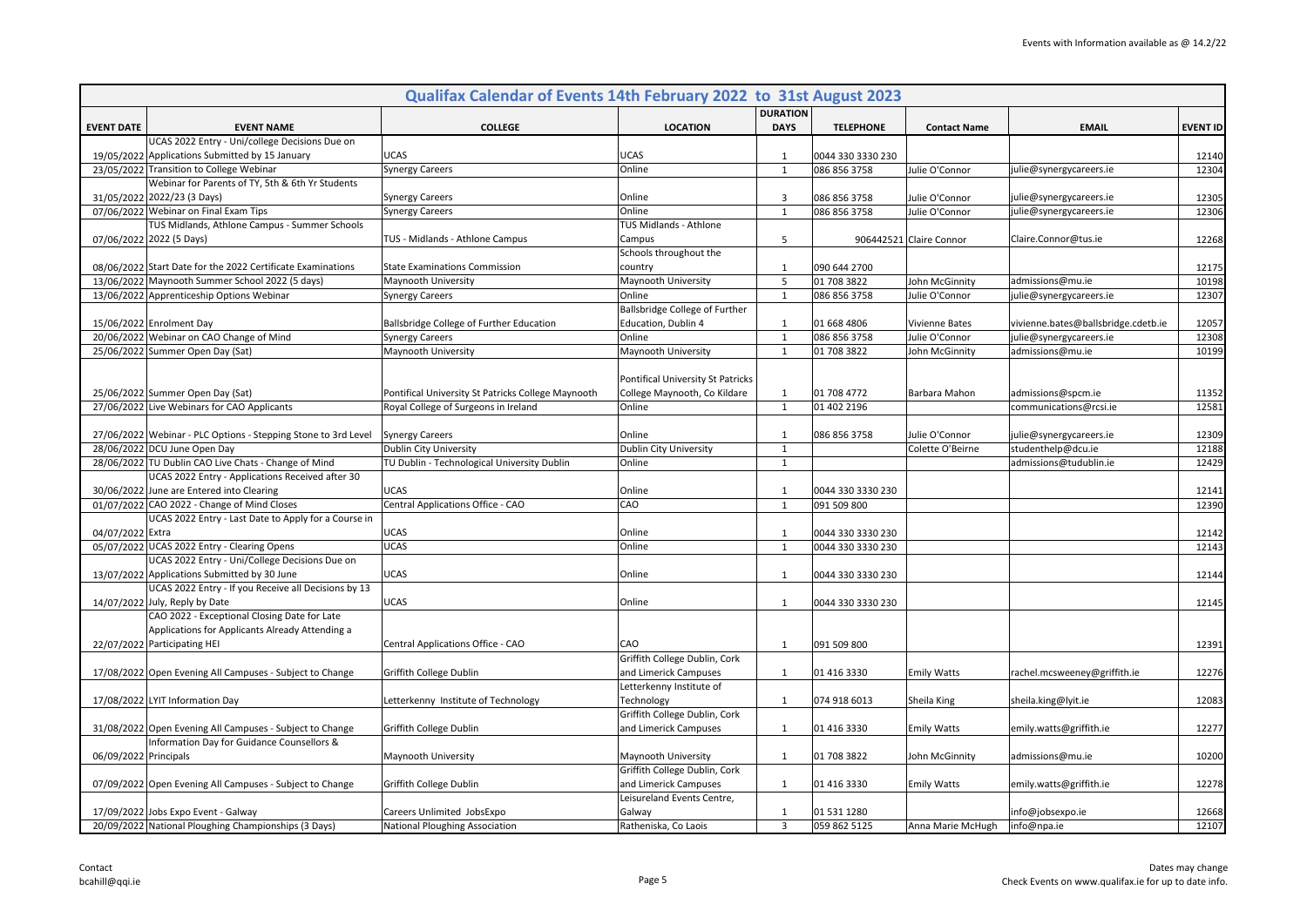## Qualifax Calendar of Events 14th February 2022 to 31st August 2023

| EVENT DATE | EVENT NAME | COLLEGE | LOCATION | DURATION DAYS | TELEPHONE | Contact Name | EMAIL | EVENT ID |
|---|---|---|---|---|---|---|---|---|
| 19/05/2022 | UCAS 2022 Entry - Uni/college Decisions Due on Applications Submitted by 15 January | UCAS | UCAS | 1 | 0044 330 3330 230 | | | 12140 |
| 23/05/2022 | Transition to College Webinar | Synergy Careers | Online | 1 | 086 856 3758 | Julie O'Connor | julie@synergycareers.ie | 12304 |
| 31/05/2022 | Webinar for Parents of TY, 5th & 6th Yr Students 2022/23 (3 Days) | Synergy Careers | Online | 3 | 086 856 3758 | Julie O'Connor | julie@synergycareers.ie | 12305 |
| 07/06/2022 | Webinar on Final Exam Tips | Synergy Careers | Online | 1 | 086 856 3758 | Julie O'Connor | julie@synergycareers.ie | 12306 |
| 07/06/2022 | TUS Midlands, Athlone Campus - Summer Schools 2022 (5 Days) | TUS - Midlands - Athlone Campus | TUS Midlands - Athlone Campus | 5 | 906442521 | Claire Connor | Claire.Connor@tus.ie | 12268 |
| 08/06/2022 | Start Date for the 2022 Certificate Examinations | State Examinations Commission | Schools throughout the country | 1 | 090 644 2700 | | | 12175 |
| 13/06/2022 | Maynooth Summer School 2022 (5 days) | Maynooth University | Maynooth University | 5 | 01 708 3822 | John McGinnity | admissions@mu.ie | 10198 |
| 13/06/2022 | Apprenticeship Options Webinar | Synergy Careers | Online | 1 | 086 856 3758 | Julie O'Connor | julie@synergycareers.ie | 12307 |
| 15/06/2022 | Enrolment Day | Ballsbridge College of Further Education | Ballsbridge College of Further Education, Dublin 4 | 1 | 01 668 4806 | Vivienne Bates | vivienne.bates@ballsbridge.cdetb.ie | 12057 |
| 20/06/2022 | Webinar on CAO Change of Mind | Synergy Careers | Online | 1 | 086 856 3758 | Julie O'Connor | julie@synergycareers.ie | 12308 |
| 25/06/2022 | Summer Open Day (Sat) | Maynooth University | Maynooth University | 1 | 01 708 3822 | John McGinnity | admissions@mu.ie | 10199 |
| 25/06/2022 | Summer Open Day (Sat) | Pontifical University St Patricks College Maynooth | Pontifical University St Patricks College Maynooth, Co Kildare | 1 | 01 708 4772 | Barbara Mahon | admissions@spcm.ie | 11352 |
| 27/06/2022 | Live Webinars for CAO Applicants | Royal College of Surgeons in Ireland | Online | 1 | 01 402 2196 | | communications@rcsi.ie | 12581 |
| 27/06/2022 | Webinar - PLC Options - Stepping Stone to 3rd Level | Synergy Careers | Online | 1 | 086 856 3758 | Julie O'Connor | julie@synergycareers.ie | 12309 |
| 28/06/2022 | DCU June Open Day | Dublin City University | Dublin City University | 1 | | Colette O'Beirne | studenthelp@dcu.ie | 12188 |
| 28/06/2022 | TU Dublin CAO Live Chats - Change of Mind | TU Dublin - Technological University Dublin | Online | 1 | | | admissions@tudublin.ie | 12429 |
| 30/06/2022 | UCAS 2022 Entry - Applications Received after 30 June are Entered into Clearing | UCAS | Online | 1 | 0044 330 3330 230 | | | 12141 |
| 01/07/2022 | CAO 2022 - Change of Mind Closes | Central Applications Office - CAO | CAO | 1 | 091 509 800 | | | 12390 |
| 04/07/2022 | UCAS 2022 Entry - Last Date to Apply for a Course in Extra | UCAS | Online | 1 | 0044 330 3330 230 | | | 12142 |
| 05/07/2022 | UCAS 2022 Entry - Clearing Opens | UCAS | Online | 1 | 0044 330 3330 230 | | | 12143 |
| 13/07/2022 | UCAS 2022 Entry - Uni/College Decisions Due on Applications Submitted by 30 June | UCAS | Online | 1 | 0044 330 3330 230 | | | 12144 |
| 14/07/2022 | UCAS 2022 Entry - If you Receive all Decisions by 13 July, Reply by Date | UCAS | Online | 1 | 0044 330 3330 230 | | | 12145 |
| 22/07/2022 | CAO 2022 - Exceptional Closing Date for Late Applications for Applicants Already Attending a Participating HEI | Central Applications Office - CAO | CAO | 1 | 091 509 800 | | | 12391 |
| 17/08/2022 | Open Evening All Campuses - Subject to Change | Griffith College Dublin | Griffith College Dublin, Cork and Limerick Campuses | 1 | 01 416 3330 | Emily Watts | rachel.mcsweeney@griffith.ie | 12276 |
| 17/08/2022 | LYIT Information Day | Letterkenny Institute of Technology | Letterkenny Institute of Technology | 1 | 074 918 6013 | Sheila King | sheila.king@lyit.ie | 12083 |
| 31/08/2022 | Open Evening All Campuses - Subject to Change | Griffith College Dublin | Griffith College Dublin, Cork and Limerick Campuses | 1 | 01 416 3330 | Emily Watts | emily.watts@griffith.ie | 12277 |
| 06/09/2022 | Information Day for Guidance Counsellors & Principals | Maynooth University | Maynooth University | 1 | 01 708 3822 | John McGinnity | admissions@mu.ie | 10200 |
| 07/09/2022 | Open Evening All Campuses - Subject to Change | Griffith College Dublin | Griffith College Dublin, Cork and Limerick Campuses | 1 | 01 416 3330 | Emily Watts | emily.watts@griffith.ie | 12278 |
| 17/09/2022 | Jobs Expo Event - Galway | Careers Unlimited JobsExpo | Leisureland Events Centre, Galway | 1 | 01 531 1280 | | info@jobsexpo.ie | 12668 |
| 20/09/2022 | National Ploughing Championships (3 Days) | National Ploughing Association | Ratheniska, Co Laois | 3 | 059 862 5125 | Anna Marie McHugh | info@npa.ie | 12107 |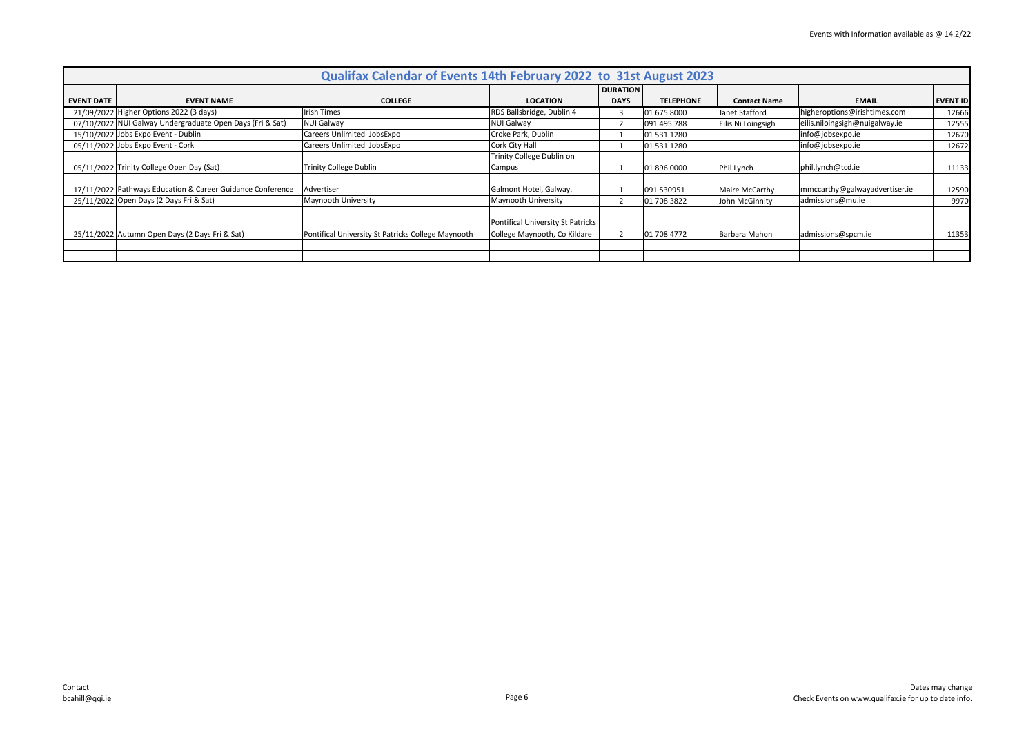| Qualifax Calendar of Events 14th February 2022 to 31st August 2023 | | | | | | | | |
|---|---|---|---|---|---|---|---|---|
| EVENT DATE | EVENT NAME | COLLEGE | LOCATION | DURATION DAYS | TELEPHONE | Contact Name | EMAIL | EVENT ID |
| 21/09/2022 | Higher Options 2022 (3 days) | Irish Times | RDS Ballsbridge, Dublin 4 | 3 | 01 675 8000 | Janet Stafford | higheroptions@irishtimes.com | 12666 |
| 07/10/2022 | NUI Galway Undergraduate Open Days (Fri & Sat) | NUI Galway | NUI Galway | 2 | 091 495 788 | Eilis Ni Loingsigh | eilis.niloingsigh@nuigalway.ie | 12555 |
| 15/10/2022 | Jobs Expo Event - Dublin | Careers Unlimited JobsExpo | Croke Park, Dublin | 1 | 01 531 1280 | | info@jobsexpo.ie | 12670 |
| 05/11/2022 | Jobs Expo Event - Cork | Careers Unlimited JobsExpo | Cork City Hall | 1 | 01 531 1280 | | info@jobsexpo.ie | 12672 |
| 05/11/2022 | Trinity College Open Day (Sat) | Trinity College Dublin | Trinity College Dublin on Campus | 1 | 01 896 0000 | Phil Lynch | phil.lynch@tcd.ie | 11133 |
| 17/11/2022 | Pathways Education & Career Guidance Conference | Advertiser | Galmont Hotel, Galway. | 1 | 091 530951 | Maire McCarthy | mmccarthy@galwayadvertiser.ie | 12590 |
| 25/11/2022 | Open Days (2 Days Fri & Sat) | Maynooth University | Maynooth University | 2 | 01 708 3822 | John McGinnity | admissions@mu.ie | 9970 |
| 25/11/2022 | Autumn Open Days (2 Days Fri & Sat) | Pontifical University St Patricks College Maynooth | Pontifical University St Patricks College Maynooth, Co Kildare | 2 | 01 708 4772 | Barbara Mahon | admissions@spcm.ie | 11353 |

Events with Information available as @ 14.2/22

Contact
bcahill@qqi.ie

Dates may change
Check Events on www.qualifax.ie for up to date info.